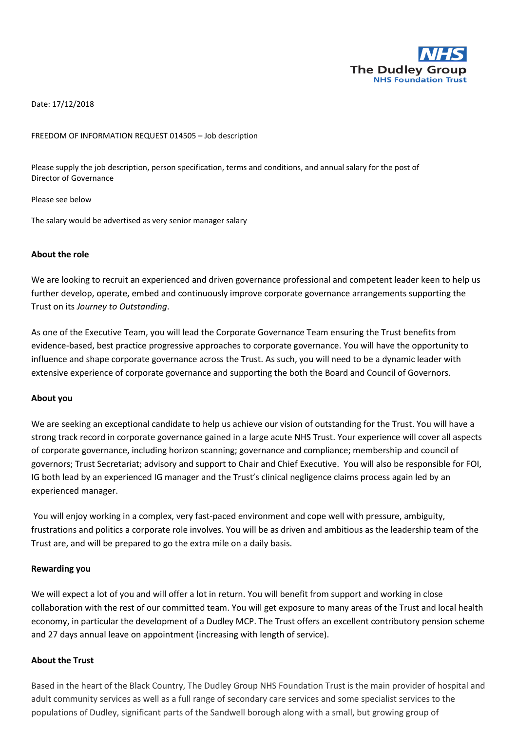Date: 17/12/2018

FREEDOM OF INFORMATION REQUEST 014505 – Job description

Please supply the job description, person specification, terms and conditions, and annual salary for the post of Director of Governance

Please see below

The salary would be advertised as very senior manager salary

**About the role**

We are looking to recruit an experienced and driven governance professional and competent leader keen to help us further develop, operate, embed and continuously improve corporate governance arrangements supporting the Trust on its *Journey to Outstanding*.

As one of the Executive Team, you will lead the Corporate Governance Team ensuring the Trust benefits from evidence-based, best practice progressive approaches to corporate governance. You will have the opportunity to influence and shape corporate governance across the Trust. As such, you will need to be a dynamic leader with extensive experience of corporate governance and supporting the both the Board and Council of Governors.

**About you**

We are seeking an exceptional candidate to help us achieve our vision of outstanding for the Trust. You will have a strong track record in corporate governance gained in a large acute NHS Trust. Your experience will cover all aspects of corporate governance, including horizon scanning; governance and compliance; membership and council of governors; Trust Secretariat; advisory and support to Chair and Chief Executive. You will also be responsible for FOI, IG both lead by an experienced IG manager and the Trust's clinical negligence claims process again led by an experienced manager.

You will enjoy working in a complex, very fast-paced environment and cope well with pressure, ambiguity, frustrations and politics a corporate role involves. You will be as driven and ambitious as the leadership team of the Trust are, and will be prepared to go the extra mile on a daily basis.

**Rewarding you**

We will expect a lot of you and will offer a lot in return. You will benefit from support and working in close collaboration with the rest of our committed team. You will get exposure to many areas of the Trust and local health economy, in particular the development of a Dudley MCP. The Trust offers an excellent contributory pension scheme and 27 days annual leave on appointment (increasing with length of service).

**About the Trust**

Based in the heart of the Black Country, The Dudley Group NHS Foundation Trust is the main provider of hospital and adult community services as well as a full range of secondary care services and some specialist services to the populations of Dudley, significant parts of the Sandwell borough along with a small, but growing group of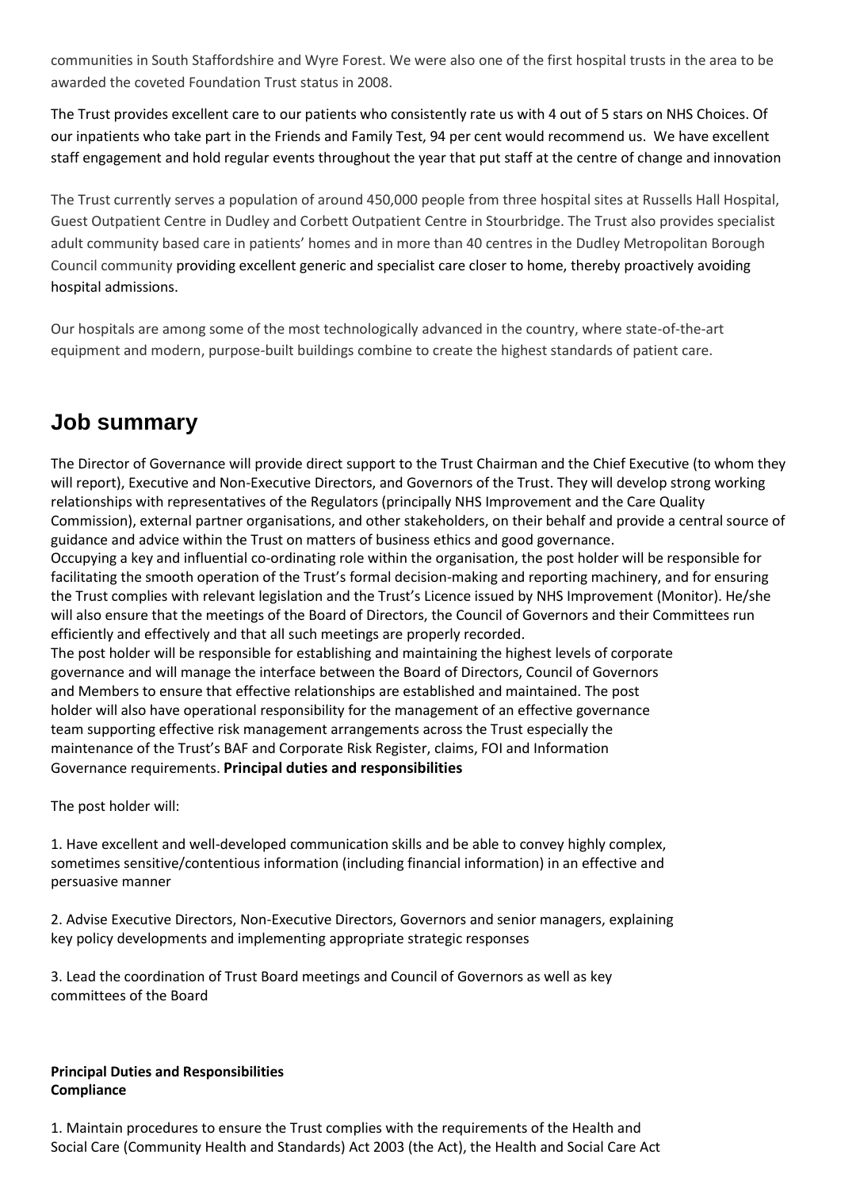communities in South Staffordshire and Wyre Forest. We were also one of the first hospital trusts in the area to be awarded the coveted Foundation Trust status in 2008.

The Trust provides excellent care to our patients who consistently rate us with 4 out of 5 stars on NHS Choices. Of our inpatients who take part in the Friends and Family Test, 94 per cent would recommend us. We have excellent staff engagement and hold regular events throughout the year that put staff at the centre of change and innovation

The Trust currently serves a population of around 450,000 people from three hospital sites at Russells Hall Hospital, Guest Outpatient Centre in Dudley and Corbett Outpatient Centre in Stourbridge. The Trust also provides specialist adult community based care in patients' homes and in more than 40 centres in the Dudley Metropolitan Borough Council community providing excellent generic and specialist care closer to home, thereby proactively avoiding hospital admissions.

Our hospitals are among some of the most technologically advanced in the country, where state-of-the-art equipment and modern, purpose-built buildings combine to create the highest standards of patient care.

## Job summary

The Director of Governance will provide direct support to the Trust Chairman and the Chief Executive (to whom they will report), Executive and Non-Executive Directors, and Governors of the Trust. They will develop strong working relationships with representatives of the Regulators (principally NHS Improvement and the Care Quality Commission), external partner organisations, and other stakeholders, on their behalf and provide a central source of guidance and advice within the Trust on matters of business ethics and good governance.

Occupying a key and influential co-ordinating role within the organisation, the post holder will be responsible for facilitating the smooth operation of the Trust's formal decision-making and reporting machinery, and for ensuring the Trust complies with relevant legislation and the Trust's Licence issued by NHS Improvement (Monitor). He/she will also ensure that the meetings of the Board of Directors, the Council of Governors and their Committees run efficiently and effectively and that all such meetings are properly recorded.

The post holder will be responsible for establishing and maintaining the highest levels of corporate governance and will manage the interface between the Board of Directors, Council of Governors and Members to ensure that effective relationships are established and maintained. The post holder will also have operational responsibility for the management of an effective governance team supporting effective risk management arrangements across the Trust especially the maintenance of the Trust's BAF and Corporate Risk Register, claims, FOI and Information Governance requirements. **Principal duties and responsibilities**

The post holder will:

1. Have excellent and well-developed communication skills and be able to convey highly complex, sometimes sensitive/contentious information (including financial information) in an effective and persuasive manner

2. Advise Executive Directors, Non-Executive Directors, Governors and senior managers, explaining key policy developments and implementing appropriate strategic responses

3. Lead the coordination of Trust Board meetings and Council of Governors as well as key committees of the Board

**Principal Duties and Responsibilities**
**Compliance**

1. Maintain procedures to ensure the Trust complies with the requirements of the Health and Social Care (Community Health and Standards) Act 2003 (the Act), the Health and Social Care Act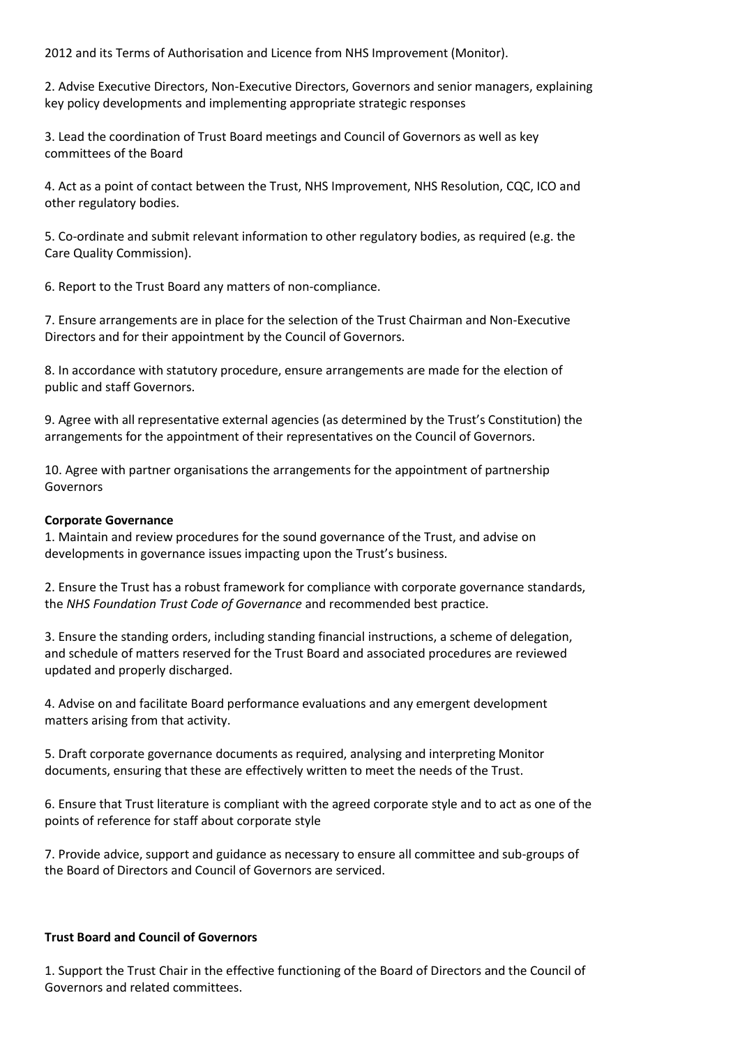2012 and its Terms of Authorisation and Licence from NHS Improvement (Monitor).

2. Advise Executive Directors, Non-Executive Directors, Governors and senior managers, explaining key policy developments and implementing appropriate strategic responses

3. Lead the coordination of Trust Board meetings and Council of Governors as well as key committees of the Board

4. Act as a point of contact between the Trust, NHS Improvement, NHS Resolution, CQC, ICO and other regulatory bodies.

5. Co-ordinate and submit relevant information to other regulatory bodies, as required (e.g. the Care Quality Commission).

6. Report to the Trust Board any matters of non-compliance.

7. Ensure arrangements are in place for the selection of the Trust Chairman and Non-Executive Directors and for their appointment by the Council of Governors.

8. In accordance with statutory procedure, ensure arrangements are made for the election of public and staff Governors.

9. Agree with all representative external agencies (as determined by the Trust's Constitution) the arrangements for the appointment of their representatives on the Council of Governors.

10. Agree with partner organisations the arrangements for the appointment of partnership Governors

**Corporate Governance**

1. Maintain and review procedures for the sound governance of the Trust, and advise on developments in governance issues impacting upon the Trust's business.

2. Ensure the Trust has a robust framework for compliance with corporate governance standards, the *NHS Foundation Trust Code of Governance* and recommended best practice.

3. Ensure the standing orders, including standing financial instructions, a scheme of delegation, and schedule of matters reserved for the Trust Board and associated procedures are reviewed updated and properly discharged.

4. Advise on and facilitate Board performance evaluations and any emergent development matters arising from that activity.

5. Draft corporate governance documents as required, analysing and interpreting Monitor documents, ensuring that these are effectively written to meet the needs of the Trust.

6. Ensure that Trust literature is compliant with the agreed corporate style and to act as one of the points of reference for staff about corporate style

7. Provide advice, support and guidance as necessary to ensure all committee and sub-groups of the Board of Directors and Council of Governors are serviced.

**Trust Board and Council of Governors**

1. Support the Trust Chair in the effective functioning of the Board of Directors and the Council of Governors and related committees.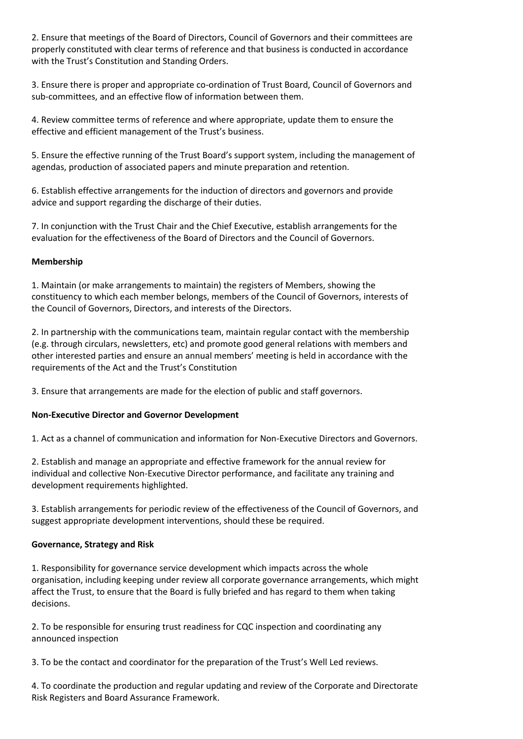2. Ensure that meetings of the Board of Directors, Council of Governors and their committees are properly constituted with clear terms of reference and that business is conducted in accordance with the Trust's Constitution and Standing Orders.

3. Ensure there is proper and appropriate co-ordination of Trust Board, Council of Governors and sub-committees, and an effective flow of information between them.

4. Review committee terms of reference and where appropriate, update them to ensure the effective and efficient management of the Trust's business.

5. Ensure the effective running of the Trust Board's support system, including the management of agendas, production of associated papers and minute preparation and retention.

6. Establish effective arrangements for the induction of directors and governors and provide advice and support regarding the discharge of their duties.

7. In conjunction with the Trust Chair and the Chief Executive, establish arrangements for the evaluation for the effectiveness of the Board of Directors and the Council of Governors.

**Membership**

1. Maintain (or make arrangements to maintain) the registers of Members, showing the constituency to which each member belongs, members of the Council of Governors, interests of the Council of Governors, Directors, and interests of the Directors.

2. In partnership with the communications team, maintain regular contact with the membership (e.g. through circulars, newsletters, etc) and promote good general relations with members and other interested parties and ensure an annual members' meeting is held in accordance with the requirements of the Act and the Trust's Constitution

3. Ensure that arrangements are made for the election of public and staff governors.

**Non-Executive Director and Governor Development**

1. Act as a channel of communication and information for Non-Executive Directors and Governors.

2. Establish and manage an appropriate and effective framework for the annual review for individual and collective Non-Executive Director performance, and facilitate any training and development requirements highlighted.

3. Establish arrangements for periodic review of the effectiveness of the Council of Governors, and suggest appropriate development interventions, should these be required.

**Governance, Strategy and Risk**

1. Responsibility for governance service development which impacts across the whole organisation, including keeping under review all corporate governance arrangements, which might affect the Trust, to ensure that the Board is fully briefed and has regard to them when taking decisions.

2. To be responsible for ensuring trust readiness for CQC inspection and coordinating any announced inspection

3. To be the contact and coordinator for the preparation of the Trust's Well Led reviews.

4. To coordinate the production and regular updating and review of the Corporate and Directorate Risk Registers and Board Assurance Framework.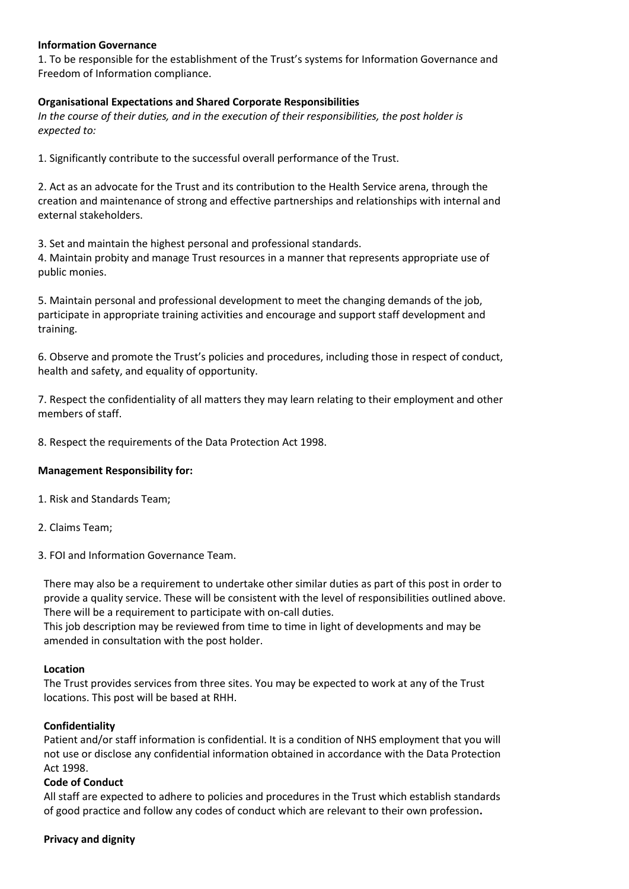**Information Governance**

1. To be responsible for the establishment of the Trust's systems for Information Governance and Freedom of Information compliance.

**Organisational Expectations and Shared Corporate Responsibilities**

*In the course of their duties, and in the execution of their responsibilities, the post holder is expected to:*

1. Significantly contribute to the successful overall performance of the Trust.

2. Act as an advocate for the Trust and its contribution to the Health Service arena, through the creation and maintenance of strong and effective partnerships and relationships with internal and external stakeholders.

3. Set and maintain the highest personal and professional standards.

4. Maintain probity and manage Trust resources in a manner that represents appropriate use of public monies.

5. Maintain personal and professional development to meet the changing demands of the job, participate in appropriate training activities and encourage and support staff development and training.

6. Observe and promote the Trust's policies and procedures, including those in respect of conduct, health and safety, and equality of opportunity.

7. Respect the confidentiality of all matters they may learn relating to their employment and other members of staff.

8. Respect the requirements of the Data Protection Act 1998.

**Management Responsibility for:**

1. Risk and Standards Team;

2. Claims Team;

3. FOI and Information Governance Team.

There may also be a requirement to undertake other similar duties as part of this post in order to provide a quality service. These will be consistent with the level of responsibilities outlined above. There will be a requirement to participate with on-call duties.

This job description may be reviewed from time to time in light of developments and may be amended in consultation with the post holder.

**Location**

The Trust provides services from three sites. You may be expected to work at any of the Trust locations. This post will be based at RHH.

**Confidentiality**

Patient and/or staff information is confidential. It is a condition of NHS employment that you will not use or disclose any confidential information obtained in accordance with the Data Protection Act 1998.

**Code of Conduct**

All staff are expected to adhere to policies and procedures in the Trust which establish standards of good practice and follow any codes of conduct which are relevant to their own profession**.**

**Privacy and dignity**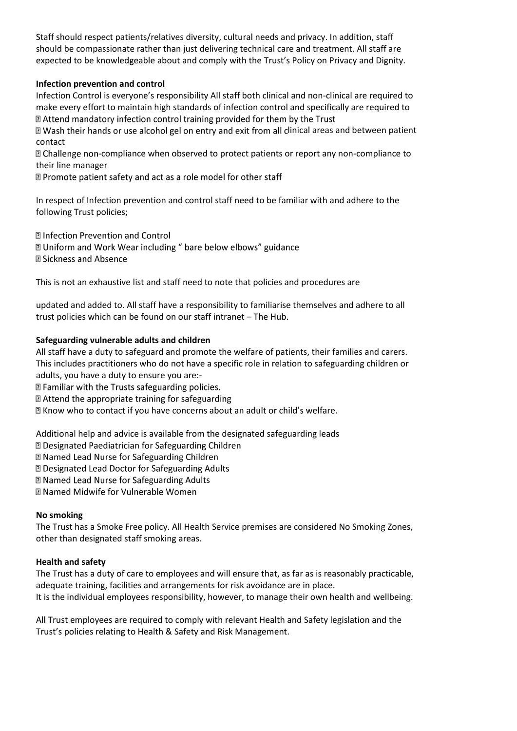Staff should respect patients/relatives diversity, cultural needs and privacy. In addition, staff should be compassionate rather than just delivering technical care and treatment. All staff are expected to be knowledgeable about and comply with the Trust's Policy on Privacy and Dignity.

**Infection prevention and control**

Infection Control is everyone's responsibility All staff both clinical and non-clinical are required to make every effort to maintain high standards of infection control and specifically are required to

- Attend mandatory infection control training provided for them by the Trust
- Wash their hands or use alcohol gel on entry and exit from all clinical areas and between patient contact
- Challenge non-compliance when observed to protect patients or report any non-compliance to their line manager
- Promote patient safety and act as a role model for other staff

In respect of Infection prevention and control staff need to be familiar with and adhere to the following Trust policies;

- Infection Prevention and Control
- Uniform and Work Wear including " bare below elbows" guidance
- Sickness and Absence

This is not an exhaustive list and staff need to note that policies and procedures are

updated and added to. All staff have a responsibility to familiarise themselves and adhere to all trust policies which can be found on our staff intranet – The Hub.

**Safeguarding vulnerable adults and children**

All staff have a duty to safeguard and promote the welfare of patients, their families and carers. This includes practitioners who do not have a specific role in relation to safeguarding children or adults, you have a duty to ensure you are:-

- Familiar with the Trusts safeguarding policies.
- Attend the appropriate training for safeguarding
- Know who to contact if you have concerns about an adult or child's welfare.

Additional help and advice is available from the designated safeguarding leads

- Designated Paediatrician for Safeguarding Children
- Named Lead Nurse for Safeguarding Children
- Designated Lead Doctor for Safeguarding Adults
- Named Lead Nurse for Safeguarding Adults
- Named Midwife for Vulnerable Women

**No smoking**

The Trust has a Smoke Free policy. All Health Service premises are considered No Smoking Zones, other than designated staff smoking areas.

**Health and safety**

The Trust has a duty of care to employees and will ensure that, as far as is reasonably practicable, adequate training, facilities and arrangements for risk avoidance are in place.
It is the individual employees responsibility, however, to manage their own health and wellbeing.

All Trust employees are required to comply with relevant Health and Safety legislation and the Trust's policies relating to Health & Safety and Risk Management.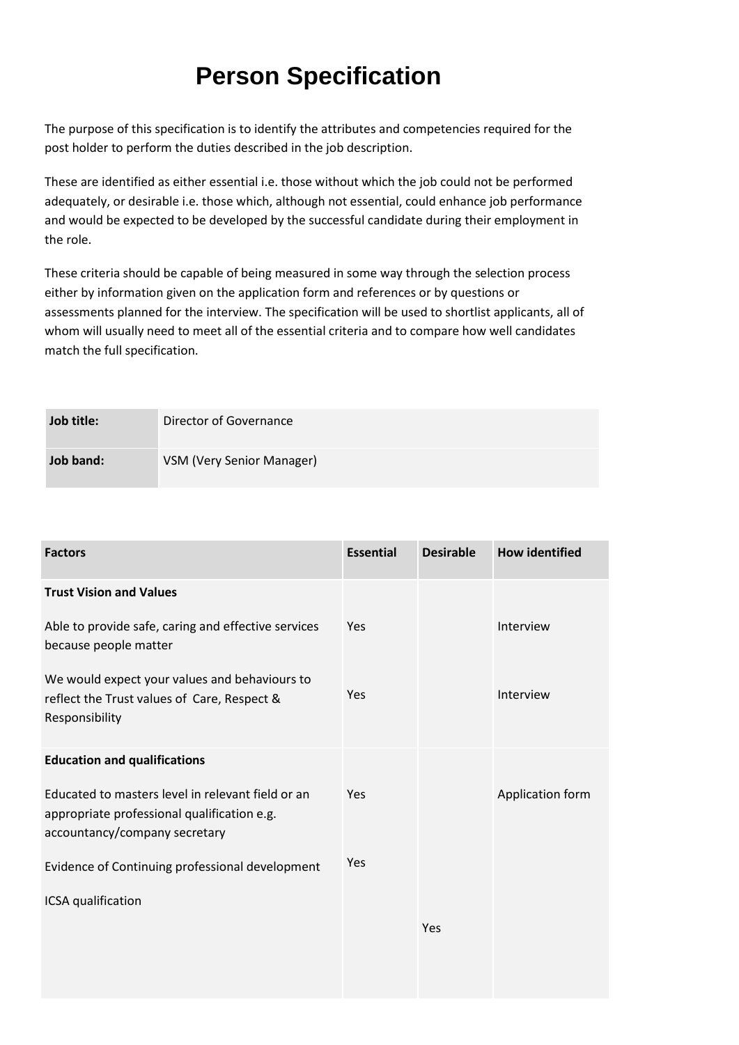# Person Specification

The purpose of this specification is to identify the attributes and competencies required for the post holder to perform the duties described in the job description.

These are identified as either essential i.e. those without which the job could not be performed adequately, or desirable i.e. those which, although not essential, could enhance job performance and would be expected to be developed by the successful candidate during their employment in the role.

These criteria should be capable of being measured in some way through the selection process either by information given on the application form and references or by questions or assessments planned for the interview. The specification will be used to shortlist applicants, all of whom will usually need to meet all of the essential criteria and to compare how well candidates match the full specification.

| **Job title:** | Director of Governance |
|---|---|
| **Job band:** | VSM (Very Senior Manager) |

| **Factors** | **Essential** | **Desirable** | **How identified** |
|---|---|---|---|
| **Trust Vision and Values** | | | |
| Able to provide safe, caring and effective services because people matter | Yes | | Interview |
| We would expect your values and behaviours to reflect the Trust values of Care, Respect & Responsibility | Yes | | Interview |
| **Education and qualifications** | | | |
| Educated to masters level in relevant field or an appropriate professional qualification e.g. accountancy/company secretary | Yes | | Application form |
| Evidence of Continuing professional development | Yes | | |
| ICSA qualification | | Yes | |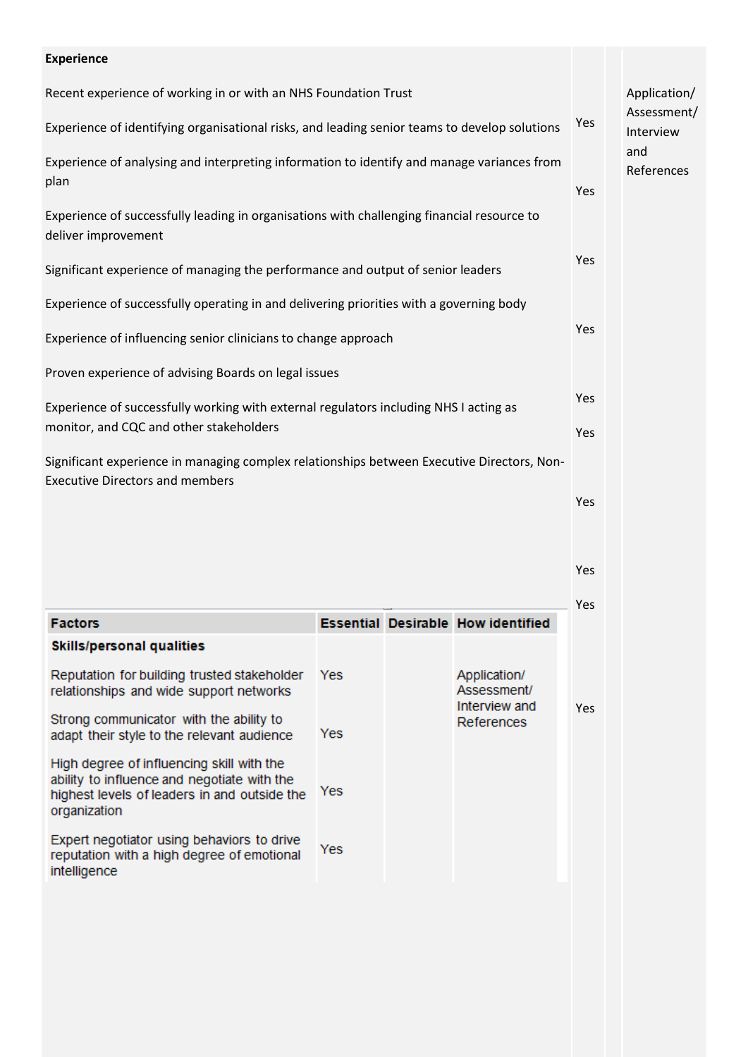| Factors | Essential | Desirable | How identified |
|---|---|---|---|
| **Experience** | | | |
| Recent experience of working in or with an NHS Foundation Trust | Yes | | Application/ Assessment/ Interview and References |
| Experience of identifying organisational risks, and leading senior teams to develop solutions | Yes | | |
| Experience of analysing and interpreting information to identify and manage variances from plan | Yes | | |
| Experience of successfully leading in organisations with challenging financial resource to deliver improvement | Yes | | |
| Significant experience of managing the performance and output of senior leaders | Yes | | |
| Experience of successfully operating in and delivering priorities with a governing body | Yes | | |
| Experience of influencing senior clinicians to change approach | Yes | | |
| Proven experience of advising Boards on legal issues | Yes | | |
| Experience of successfully working with external regulators including NHS I acting as monitor, and CQC and other stakeholders | Yes | | |
| Significant experience in managing complex relationships between Executive Directors, Non-Executive Directors and members | Yes | | |
| **Skills/personal qualities** | | | |
| Reputation for building trusted stakeholder relationships and wide support networks | Yes | | Application/ Assessment/ Interview and References |
| Strong communicator with the ability to adapt their style to the relevant audience | Yes | | |
| High degree of influencing skill with the ability to influence and negotiate with the highest levels of leaders in and outside the organization | Yes | | |
| Expert negotiator using behaviors to drive reputation with a high degree of emotional intelligence | Yes | | |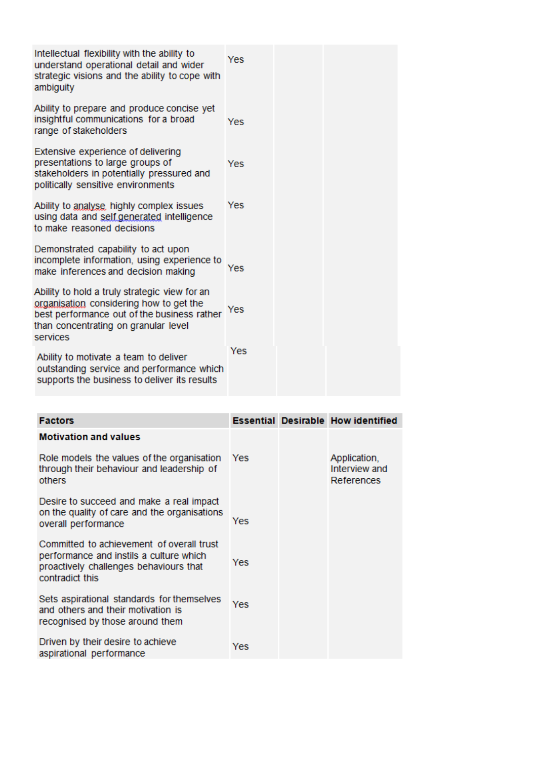| | | | |
|---|---|---|---|
| Intellectual flexibility with the ability to understand operational detail and wider strategic visions and the ability to cope with ambiguity | Yes | | |
| Ability to prepare and produce concise yet insightful communications for a broad range of stakeholders | Yes | | |
| Extensive experience of delivering presentations to large groups of stakeholders in potentially pressured and politically sensitive environments | Yes | | |
| Ability to analyse highly complex issues using data and self generated intelligence to make reasoned decisions | Yes | | |
| Demonstrated capability to act upon incomplete information, using experience to make inferences and decision making | Yes | | |
| Ability to hold a truly strategic view for an organisation considering how to get the best performance out of the business rather than concentrating on granular level services | Yes | | |
| Ability to motivate a team to deliver outstanding service and performance which supports the business to deliver its results | Yes | | |

| Factors | Essential | Desirable | How identified |
|---|---|---|---|
| **Motivation and values** | | | |
| Role models the values of the organisation through their behaviour and leadership of others | Yes | | Application, Interview and References |
| Desire to succeed and make a real impact on the quality of care and the organisations overall performance | Yes | | |
| Committed to achievement of overall trust performance and instils a culture which proactively challenges behaviours that contradict this | Yes | | |
| Sets aspirational standards for themselves and others and their motivation is recognised by those around them | Yes | | |
| Driven by their desire to achieve aspirational performance | Yes | | |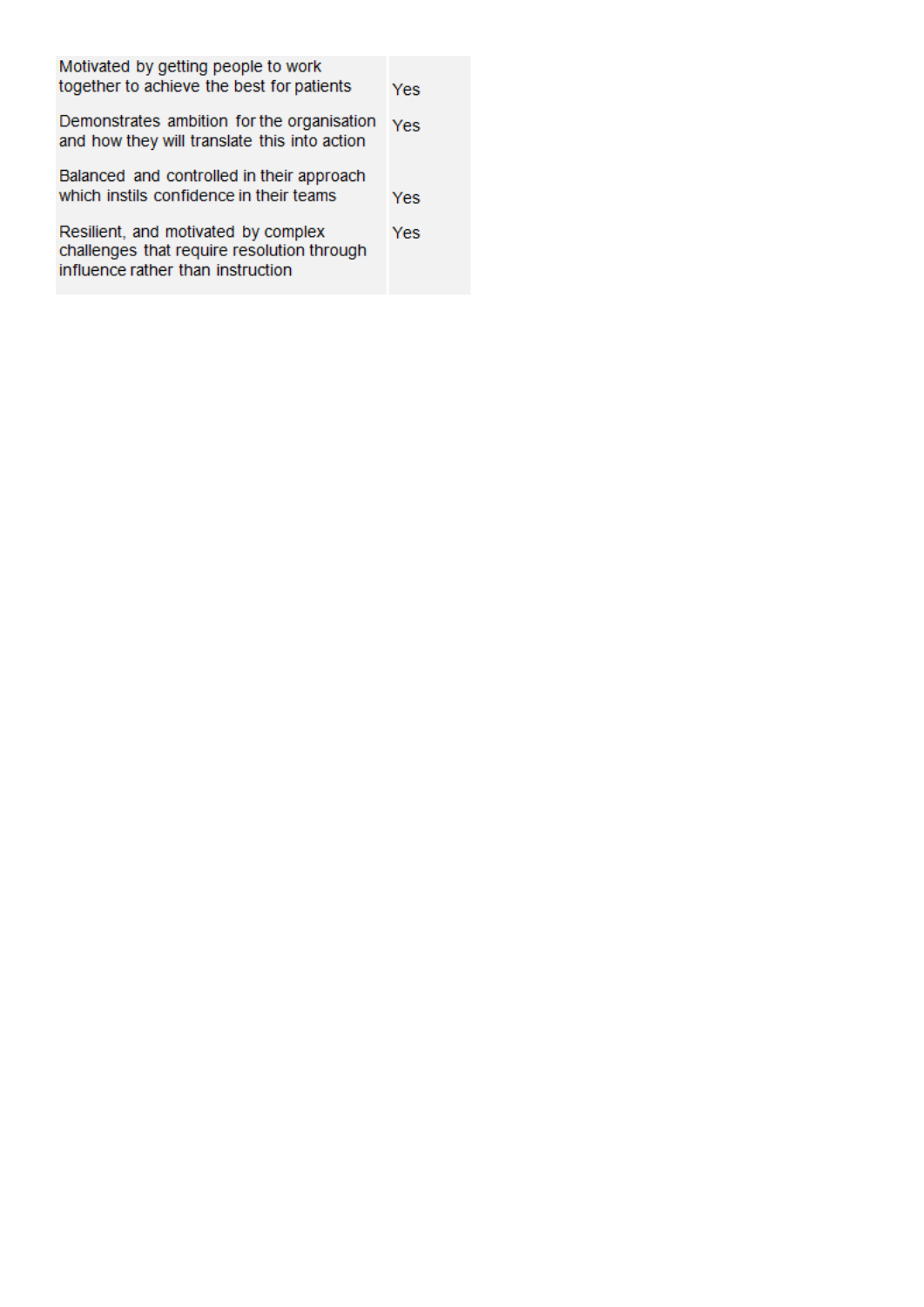| | |
|---|---|
| Motivated by getting people to work together to achieve the best for patients | Yes |
| Demonstrates ambition for the organisation and how they will translate this into action | Yes |
| Balanced and controlled in their approach which instils confidence in their teams | Yes |
| Resilient, and motivated by complex challenges that require resolution through influence rather than instruction | Yes |